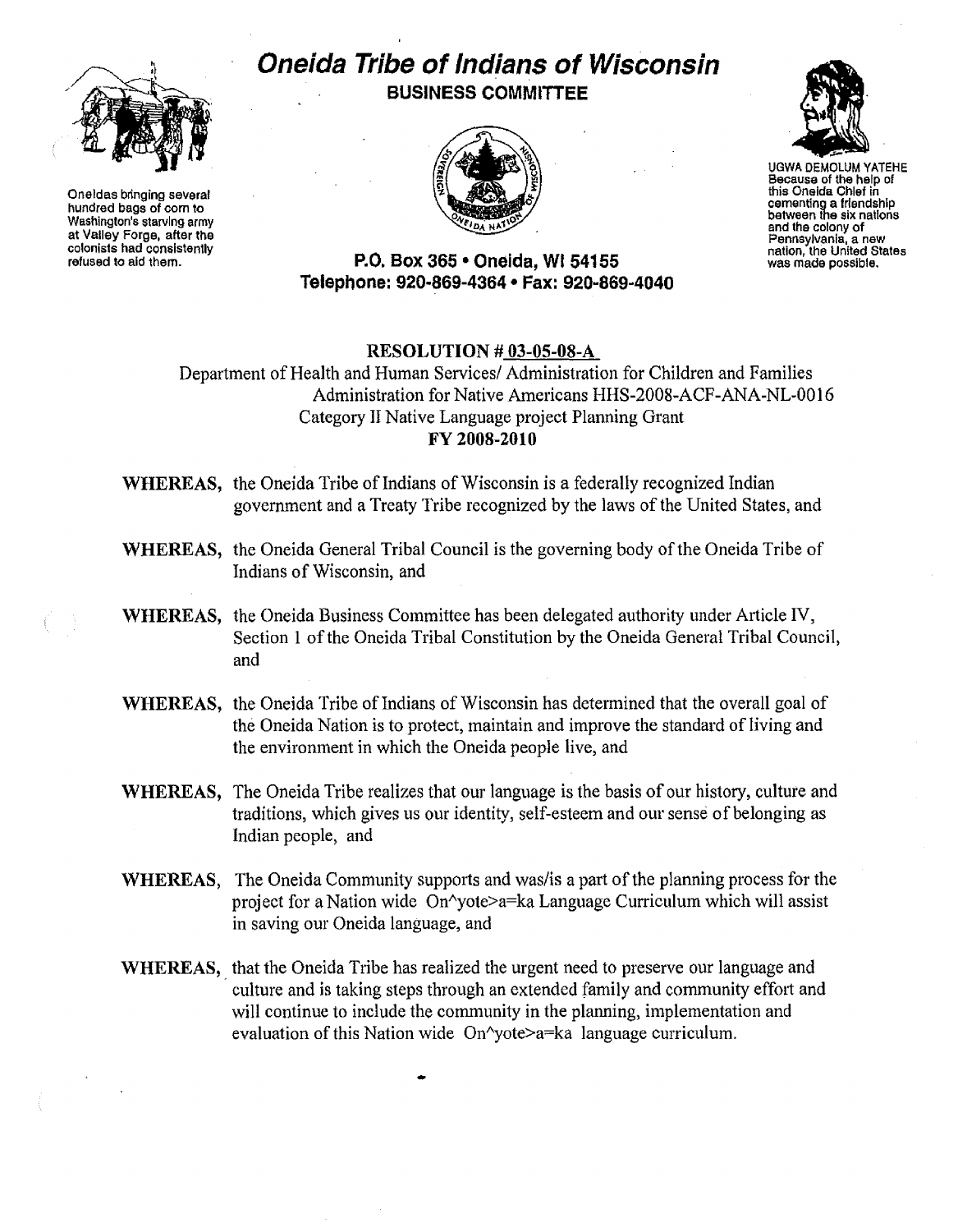# Oneida Tribe of Indians of Wisconsin

**BUSINESS COMMITTEE**

Oneidas bringing several hundred bags of corn to Washington's starving army at Valley Forge, after the colonists had consistently refused to aid them.

UGWA DEMOLUM YATEHE Because of the help of this Oneida Chief in cementing a friendship between the six nations and the colony of Pennsylvania, a new nation, the United States was made possible.

**P.O. Box 365 • Oneida, WI 54155**
**Telephone: 920-869-4364 • Fax: 920-869-4040**

**RESOLUTION # 03-05-08-A**

Department of Health and Human Services/ Administration for Children and Families
Administration for Native Americans HHS-2008-ACF-ANA-NL-0016
Category II Native Language project Planning Grant
**FY 2008-2010**

**WHEREAS,** the Oneida Tribe of Indians of Wisconsin is a federally recognized Indian government and a Treaty Tribe recognized by the laws of the United States, and

**WHEREAS,** the Oneida General Tribal Council is the governing body of the Oneida Tribe of Indians of Wisconsin, and

**WHEREAS,** the Oneida Business Committee has been delegated authority under Article IV, Section 1 of the Oneida Tribal Constitution by the Oneida General Tribal Council, and

**WHEREAS,** the Oneida Tribe of Indians of Wisconsin has determined that the overall goal of the Oneida Nation is to protect, maintain and improve the standard of living and the environment in which the Oneida people live, and

**WHEREAS,** The Oneida Tribe realizes that our language is the basis of our history, culture and traditions, which gives us our identity, self-esteem and our sense of belonging as Indian people, and

**WHEREAS,** The Oneida Community supports and was/is a part of the planning process for the project for a Nation wide On^yote>a=ka Language Curriculum which will assist in saving our Oneida language, and

**WHEREAS,** that the Oneida Tribe has realized the urgent need to preserve our language and culture and is taking steps through an extended family and community effort and will continue to include the community in the planning, implementation and evaluation of this Nation wide On^yote>a=ka language curriculum.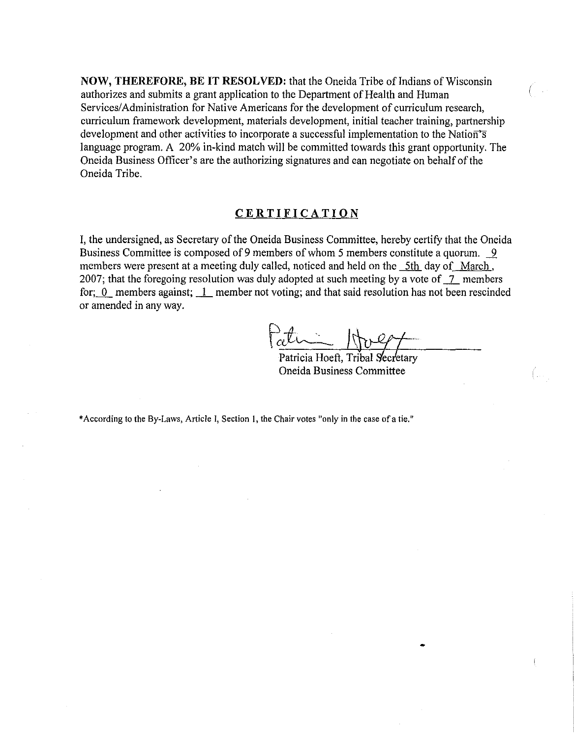**NOW, THEREFORE, BE IT RESOLVED:** that the Oneida Tribe of Indians of Wisconsin authorizes and submits a grant application to the Department of Health and Human Services/Administration for Native Americans for the development of curriculum research, curriculum framework development, materials development, initial teacher training, partnership development and other activities to incorporate a successful implementation to the Nation's language program. A 20% in-kind match will be committed towards this grant opportunity. The Oneida Business Officer's are the authorizing signatures and can negotiate on behalf of the Oneida Tribe.

## CERTIFICATION

I, the undersigned, as Secretary of the Oneida Business Committee, hereby certify that the Oneida Business Committee is composed of 9 members of whom 5 members constitute a quorum. 9 members were present at a meeting duly called, noticed and held on the 5th day of March, 2007; that the foregoing resolution was duly adopted at such meeting by a vote of 7 members for; 0 members against; 1 member not voting; and that said resolution has not been rescinded or amended in any way.

Patricia Hoeft, Tribal Secretary
Oneida Business Committee

*According to the By-Laws, Article I, Section 1, the Chair votes "only in the case of a tie."